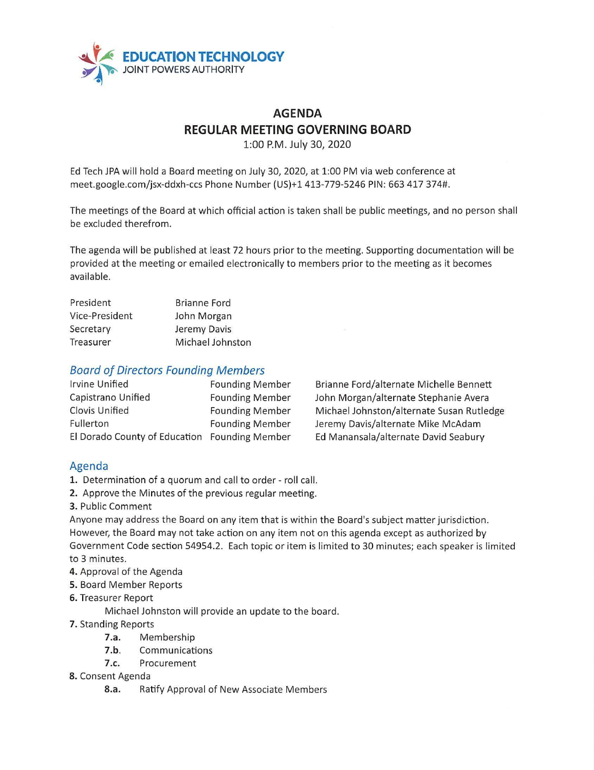**EDUCATION TECHNOLOGY**
JOINT POWERS AUTHORITY

# AGENDA
## REGULAR MEETING GOVERNING BOARD

1:00 P.M. July 30, 2020

Ed Tech JPA will hold a Board meeting on July 30, 2020, at 1:00 PM via web conference at meet.google.com/jsx-ddxh-ccs Phone Number (US)+1 413-779-5246 PIN: 663 417 374#.

The meetings of the Board at which official action is taken shall be public meetings, and no person shall be excluded therefrom.

The agenda will be published at least 72 hours prior to the meeting. Supporting documentation will be provided at the meeting or emailed electronically to members prior to the meeting as it becomes available.

| | |
|---|---|
| President | Brianne Ford |
| Vice-President | John Morgan |
| Secretary | Jeremy Davis |
| Treasurer | Michael Johnston |

### *Board of Directors Founding Members*

| | | |
|---|---|---|
| Irvine Unified | Founding Member | Brianne Ford/alternate Michelle Bennett |
| Capistrano Unified | Founding Member | John Morgan/alternate Stephanie Avera |
| Clovis Unified | Founding Member | Michael Johnston/alternate Susan Rutledge |
| Fullerton | Founding Member | Jeremy Davis/alternate Mike McAdam |
| El Dorado County of Education | Founding Member | Ed Manansala/alternate David Seabury |

### Agenda

**1.** Determination of a quorum and call to order - roll call.

**2.** Approve the Minutes of the previous regular meeting.

**3.** Public Comment

Anyone may address the Board on any item that is within the Board's subject matter jurisdiction. However, the Board may not take action on any item not on this agenda except as authorized by Government Code section 54954.2. Each topic or item is limited to 30 minutes; each speaker is limited to 3 minutes.

**4.** Approval of the Agenda

**5.** Board Member Reports

**6.** Treasurer Report

Michael Johnston will provide an update to the board.

**7.** Standing Reports

- **7.a.** Membership
- **7.b.** Communications
- **7.c.** Procurement

**8.** Consent Agenda

- **8.a.** Ratify Approval of New Associate Members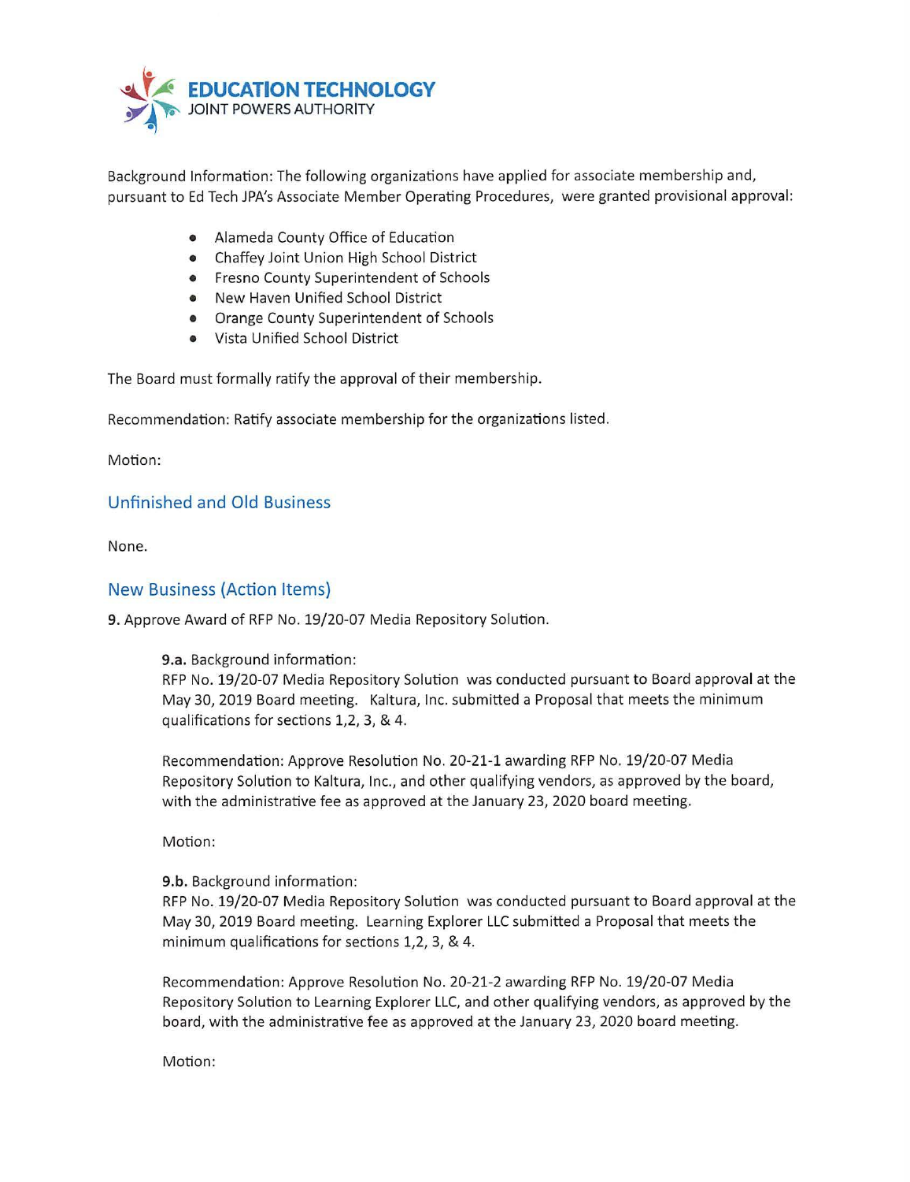Background Information: The following organizations have applied for associate membership and, pursuant to Ed Tech JPA's Associate Member Operating Procedures, were granted provisional approval:

- Alameda County Office of Education
- Chaffey Joint Union High School District
- Fresno County Superintendent of Schools
- New Haven Unified School District
- Orange County Superintendent of Schools
- Vista Unified School District

The Board must formally ratify the approval of their membership.

Recommendation: Ratify associate membership for the organizations listed.

Motion:

## Unfinished and Old Business

None.

## New Business (Action Items)

**9.** Approve Award of RFP No. 19/20-07 Media Repository Solution.

**9.a.** Background information:
RFP No. 19/20-07 Media Repository Solution was conducted pursuant to Board approval at the May 30, 2019 Board meeting. Kaltura, Inc. submitted a Proposal that meets the minimum qualifications for sections 1,2, 3, & 4.

Recommendation: Approve Resolution No. 20-21-1 awarding RFP No. 19/20-07 Media Repository Solution to Kaltura, Inc., and other qualifying vendors, as approved by the board, with the administrative fee as approved at the January 23, 2020 board meeting.

Motion:

**9.b.** Background information:
RFP No. 19/20-07 Media Repository Solution was conducted pursuant to Board approval at the May 30, 2019 Board meeting. Learning Explorer LLC submitted a Proposal that meets the minimum qualifications for sections 1,2, 3, & 4.

Recommendation: Approve Resolution No. 20-21-2 awarding RFP No. 19/20-07 Media Repository Solution to Learning Explorer LLC, and other qualifying vendors, as approved by the board, with the administrative fee as approved at the January 23, 2020 board meeting.

Motion: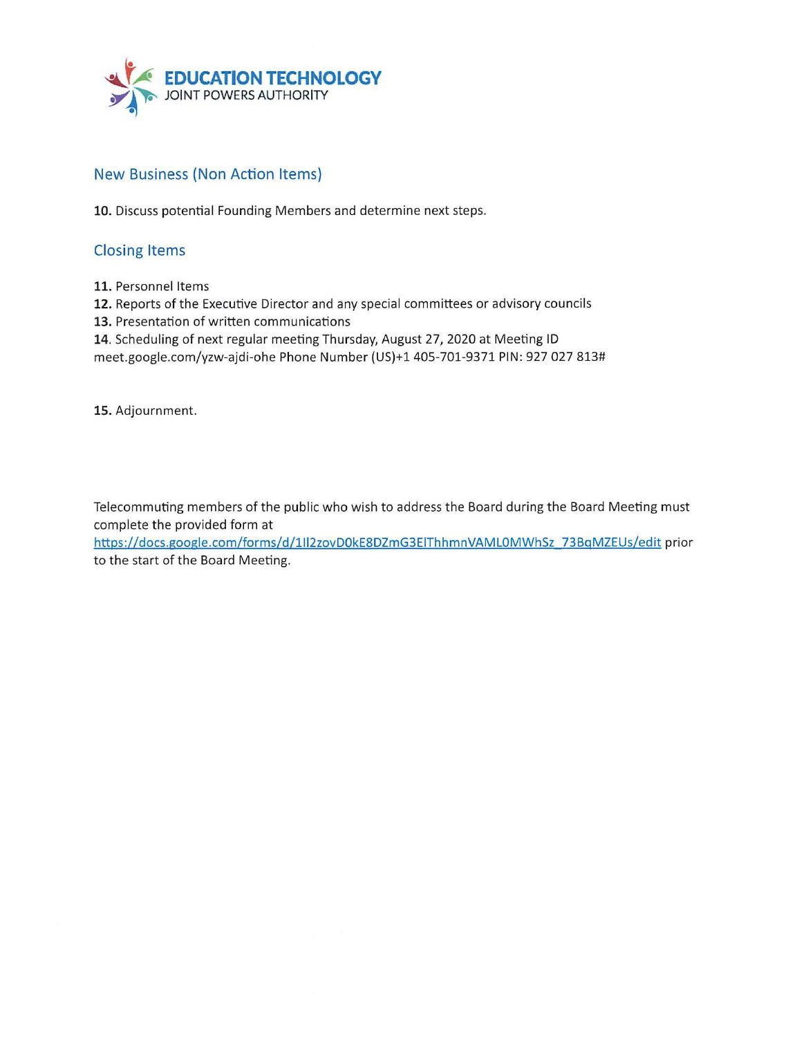EDUCATION TECHNOLOGY
JOINT POWERS AUTHORITY

## New Business (Non Action Items)

**10.** Discuss potential Founding Members and determine next steps.

## Closing Items

**11.** Personnel Items
**12.** Reports of the Executive Director and any special committees or advisory councils
**13.** Presentation of written communications
**14**. Scheduling of next regular meeting Thursday, August 27, 2020 at Meeting ID meet.google.com/yzw-ajdi-ohe Phone Number (US)+1 405-701-9371 PIN: 927 027 813#

**15.** Adjournment.

Telecommuting members of the public who wish to address the Board during the Board Meeting must complete the provided form at https://docs.google.com/forms/d/1Il2zovD0kE8DZmG3ElThhmnVAML0MWhSz_73BqMZEUs/edit prior to the start of the Board Meeting.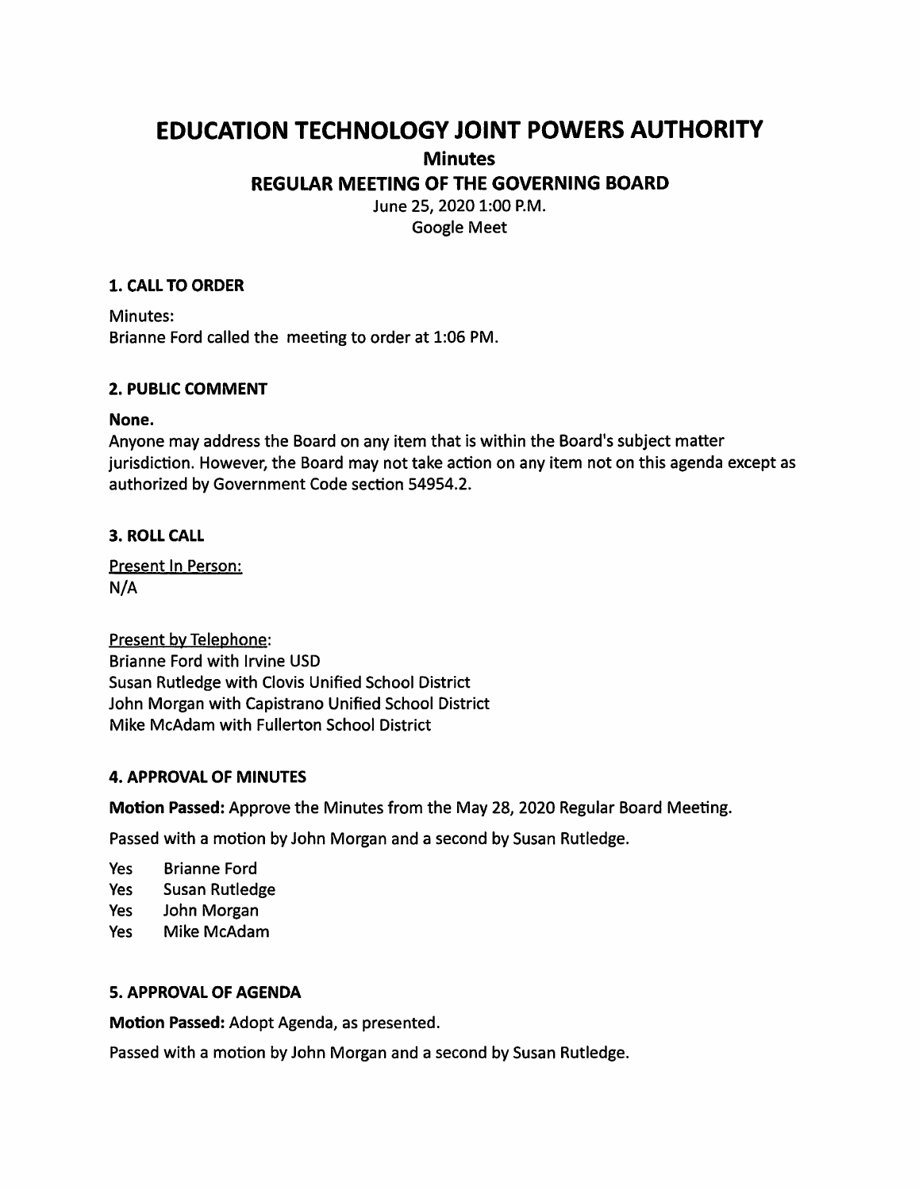# EDUCATION TECHNOLOGY JOINT POWERS AUTHORITY

## Minutes

## REGULAR MEETING OF THE GOVERNING BOARD

June 25, 2020 1:00 P.M.
Google Meet

### 1. CALL TO ORDER

Minutes:
Brianne Ford called the meeting to order at 1:06 PM.

### 2. PUBLIC COMMENT

**None.**
Anyone may address the Board on any item that is within the Board's subject matter jurisdiction. However, the Board may not take action on any item not on this agenda except as authorized by Government Code section 54954.2.

### 3. ROLL CALL

Present In Person:
N/A

Present by Telephone:
Brianne Ford with Irvine USD
Susan Rutledge with Clovis Unified School District
John Morgan with Capistrano Unified School District
Mike McAdam with Fullerton School District

### 4. APPROVAL OF MINUTES

**Motion Passed:** Approve the Minutes from the May 28, 2020 Regular Board Meeting.

Passed with a motion by John Morgan and a second by Susan Rutledge.

Yes Brianne Ford
Yes Susan Rutledge
Yes John Morgan
Yes Mike McAdam

### 5. APPROVAL OF AGENDA

**Motion Passed:** Adopt Agenda, as presented.

Passed with a motion by John Morgan and a second by Susan Rutledge.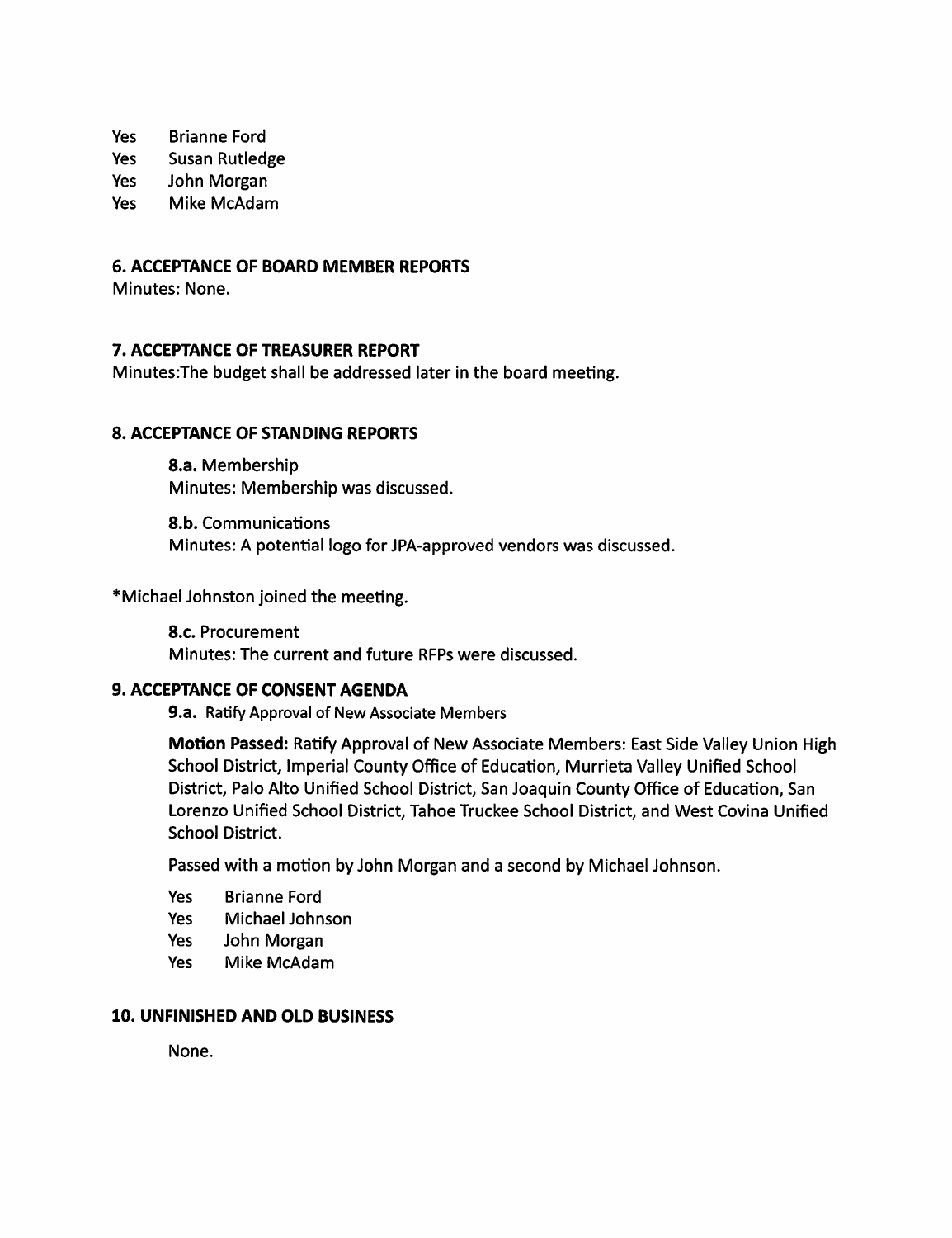Yes Brianne Ford
Yes Susan Rutledge
Yes John Morgan
Yes Mike McAdam

**6. ACCEPTANCE OF BOARD MEMBER REPORTS**

Minutes: None.

**7. ACCEPTANCE OF TREASURER REPORT**

Minutes:The budget shall be addressed later in the board meeting.

**8. ACCEPTANCE OF STANDING REPORTS**

**8.a.** Membership
Minutes: Membership was discussed.

**8.b.** Communications
Minutes: A potential logo for JPA-approved vendors was discussed.

*Michael Johnston joined the meeting.

**8.c.** Procurement
Minutes: The current and future RFPs were discussed.

**9. ACCEPTANCE OF CONSENT AGENDA**

**9.a.** Ratify Approval of New Associate Members

**Motion Passed:** Ratify Approval of New Associate Members: East Side Valley Union High School District, Imperial County Office of Education, Murrieta Valley Unified School District, Palo Alto Unified School District, San Joaquin County Office of Education, San Lorenzo Unified School District, Tahoe Truckee School District, and West Covina Unified School District.

Passed with a motion by John Morgan and a second by Michael Johnson.

Yes Brianne Ford
Yes Michael Johnson
Yes John Morgan
Yes Mike McAdam

**10. UNFINISHED AND OLD BUSINESS**

None.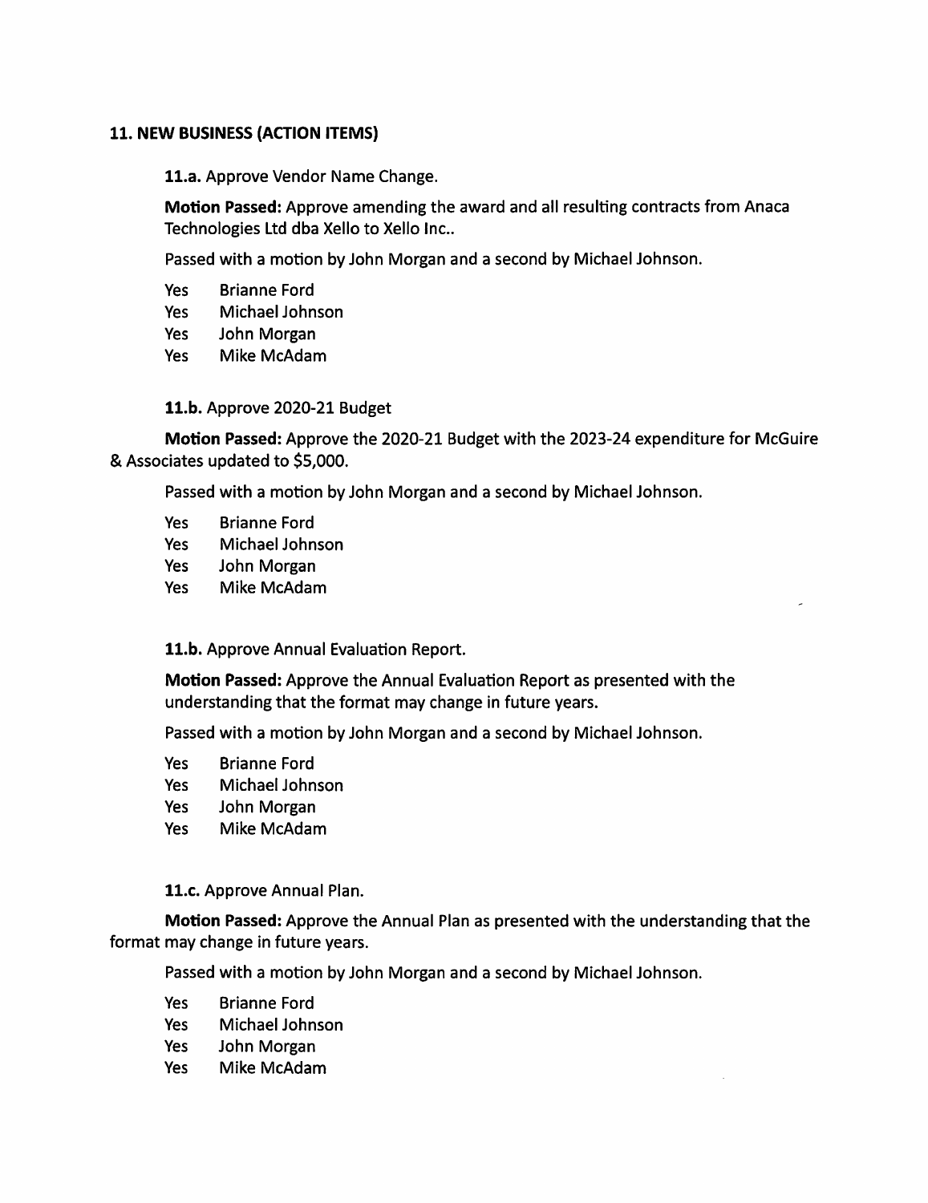## 11. NEW BUSINESS (ACTION ITEMS)

**11.a.** Approve Vendor Name Change.

**Motion Passed:** Approve amending the award and all resulting contracts from Anaca Technologies Ltd dba Xello to Xello Inc..

Passed with a motion by John Morgan and a second by Michael Johnson.

Yes Brianne Ford
Yes Michael Johnson
Yes John Morgan
Yes Mike McAdam

**11.b.** Approve 2020-21 Budget

**Motion Passed:** Approve the 2020-21 Budget with the 2023-24 expenditure for McGuire & Associates updated to $5,000.

Passed with a motion by John Morgan and a second by Michael Johnson.

Yes Brianne Ford
Yes Michael Johnson
Yes John Morgan
Yes Mike McAdam

**11.b.** Approve Annual Evaluation Report.

**Motion Passed:** Approve the Annual Evaluation Report as presented with the understanding that the format may change in future years.

Passed with a motion by John Morgan and a second by Michael Johnson.

Yes Brianne Ford
Yes Michael Johnson
Yes John Morgan
Yes Mike McAdam

**11.c.** Approve Annual Plan.

**Motion Passed:** Approve the Annual Plan as presented with the understanding that the format may change in future years.

Passed with a motion by John Morgan and a second by Michael Johnson.

Yes Brianne Ford
Yes Michael Johnson
Yes John Morgan
Yes Mike McAdam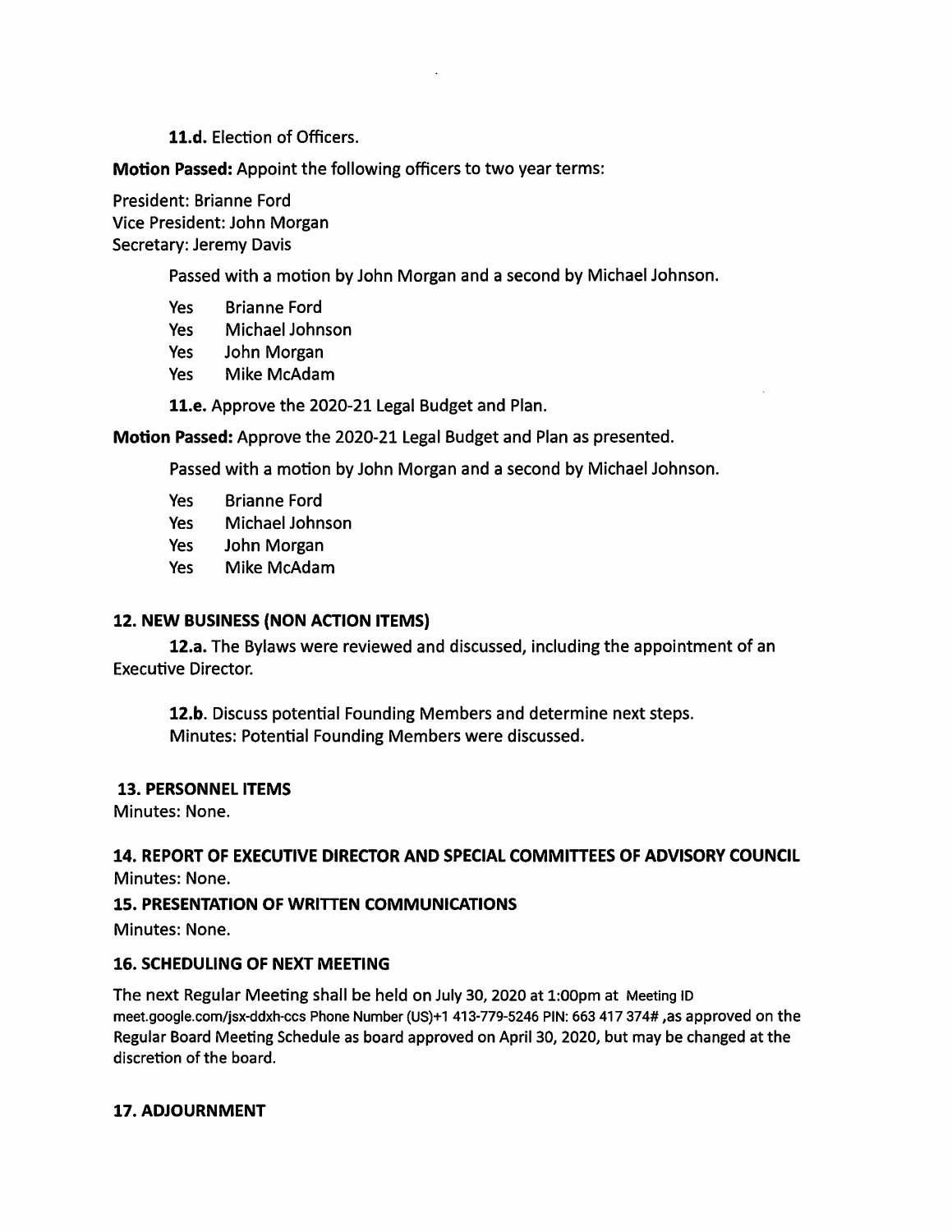**11.d.** Election of Officers.

**Motion Passed:** Appoint the following officers to two year terms:

President: Brianne Ford
Vice President: John Morgan
Secretary: Jeremy Davis

Passed with a motion by John Morgan and a second by Michael Johnson.

Yes Brianne Ford
Yes Michael Johnson
Yes John Morgan
Yes Mike McAdam

**11.e.** Approve the 2020-21 Legal Budget and Plan.

**Motion Passed:** Approve the 2020-21 Legal Budget and Plan as presented.

Passed with a motion by John Morgan and a second by Michael Johnson.

Yes Brianne Ford
Yes Michael Johnson
Yes John Morgan
Yes Mike McAdam

**12. NEW BUSINESS (NON ACTION ITEMS)**

**12.a.** The Bylaws were reviewed and discussed, including the appointment of an Executive Director.

**12.b**. Discuss potential Founding Members and determine next steps.
Minutes: Potential Founding Members were discussed.

**13. PERSONNEL ITEMS**

Minutes: None.

**14. REPORT OF EXECUTIVE DIRECTOR AND SPECIAL COMMITTEES OF ADVISORY COUNCIL**

Minutes: None.

**15. PRESENTATION OF WRITTEN COMMUNICATIONS**

Minutes: None.

**16. SCHEDULING OF NEXT MEETING**

The next Regular Meeting shall be held on July 30, 2020 at 1:00pm at Meeting ID meet.google.com/jsx-ddxh-ccs Phone Number (US)+1 413-779-5246 PIN: 663 417 374# ,as approved on the Regular Board Meeting Schedule as board approved on April 30, 2020, but may be changed at the discretion of the board.

**17. ADJOURNMENT**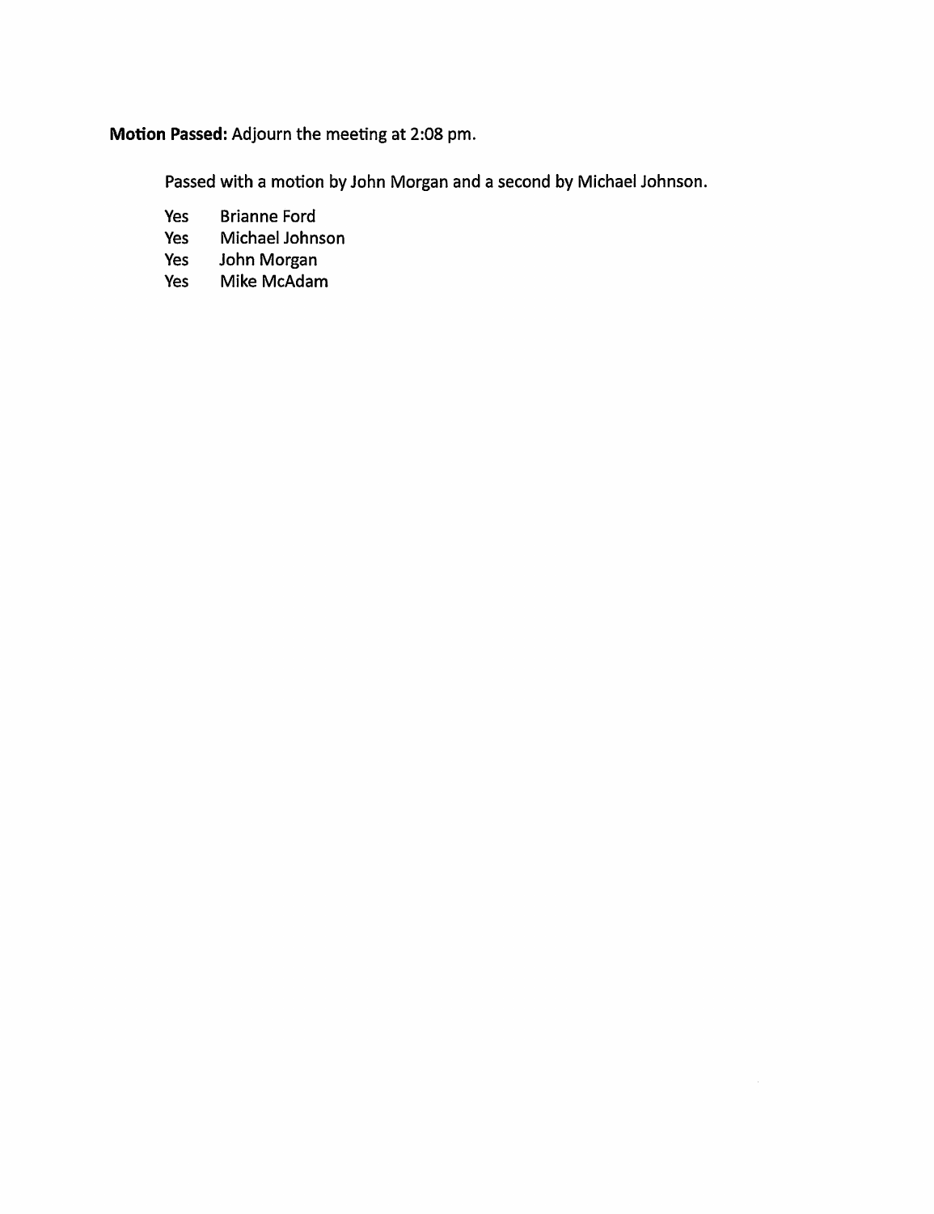**Motion Passed:** Adjourn the meeting at 2:08 pm.

Passed with a motion by John Morgan and a second by Michael Johnson.

| | |
|---|---|
| Yes | Brianne Ford |
| Yes | Michael Johnson |
| Yes | John Morgan |
| Yes | Mike McAdam |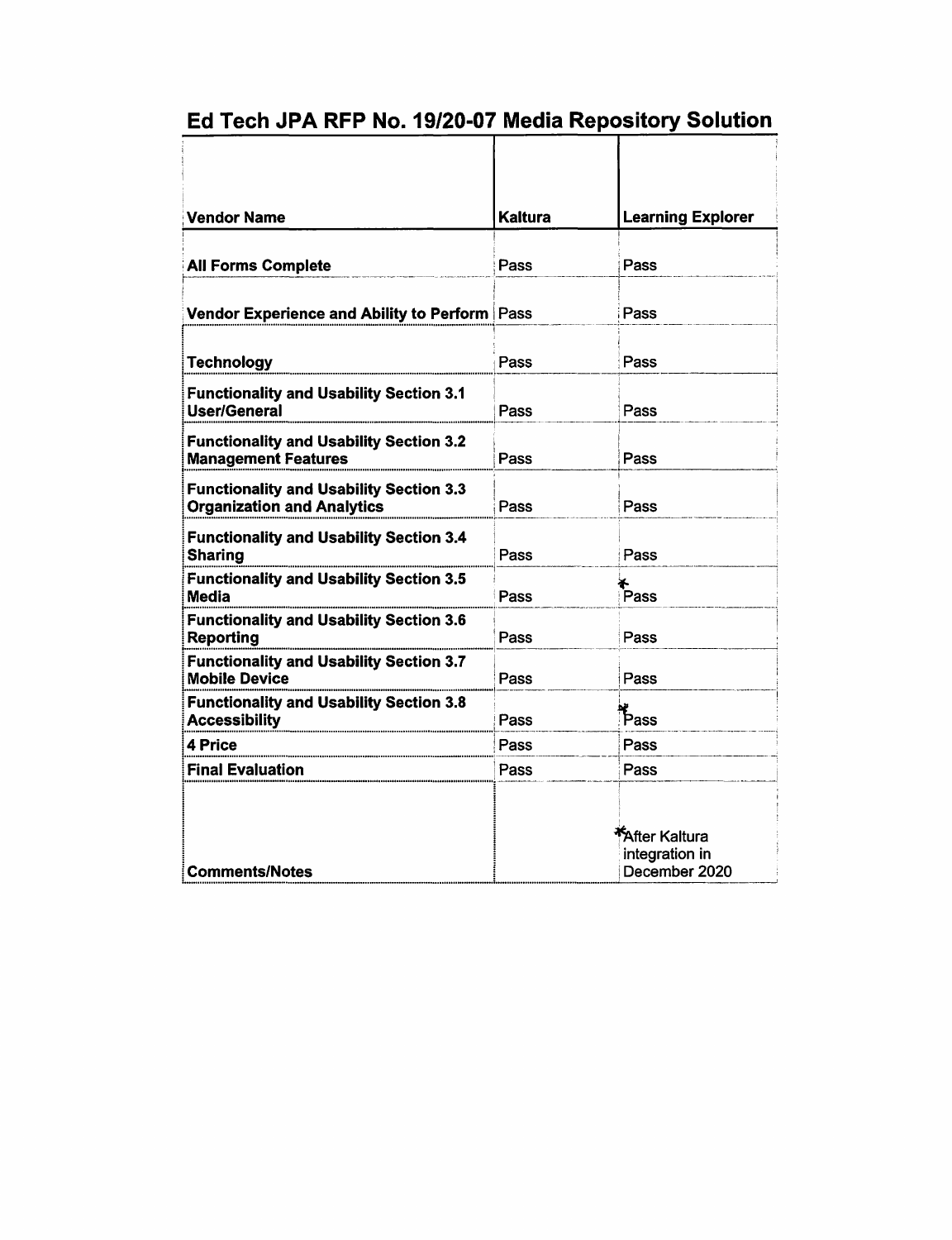# Ed Tech JPA RFP No. 19/20-07 Media Repository Solution

| Vendor Name | Kaltura | Learning Explorer |
|---|---|---|
| All Forms Complete | Pass | Pass |
| Vendor Experience and Ability to Perform | Pass | Pass |
| Technology | Pass | Pass |
| Functionality and Usability Section 3.1 User/General | Pass | Pass |
| Functionality and Usability Section 3.2 Management Features | Pass | Pass |
| Functionality and Usability Section 3.3 Organization and Analytics | Pass | Pass |
| Functionality and Usability Section 3.4 Sharing | Pass | Pass |
| Functionality and Usability Section 3.5 Media | Pass | *Pass |
| Functionality and Usability Section 3.6 Reporting | Pass | Pass |
| Functionality and Usability Section 3.7 Mobile Device | Pass | Pass |
| Functionality and Usability Section 3.8 Accessibility | Pass | *Pass |
| 4 Price | Pass | Pass |
| Final Evaluation | Pass | Pass |
| Comments/Notes | | *After Kaltura integration in December 2020 |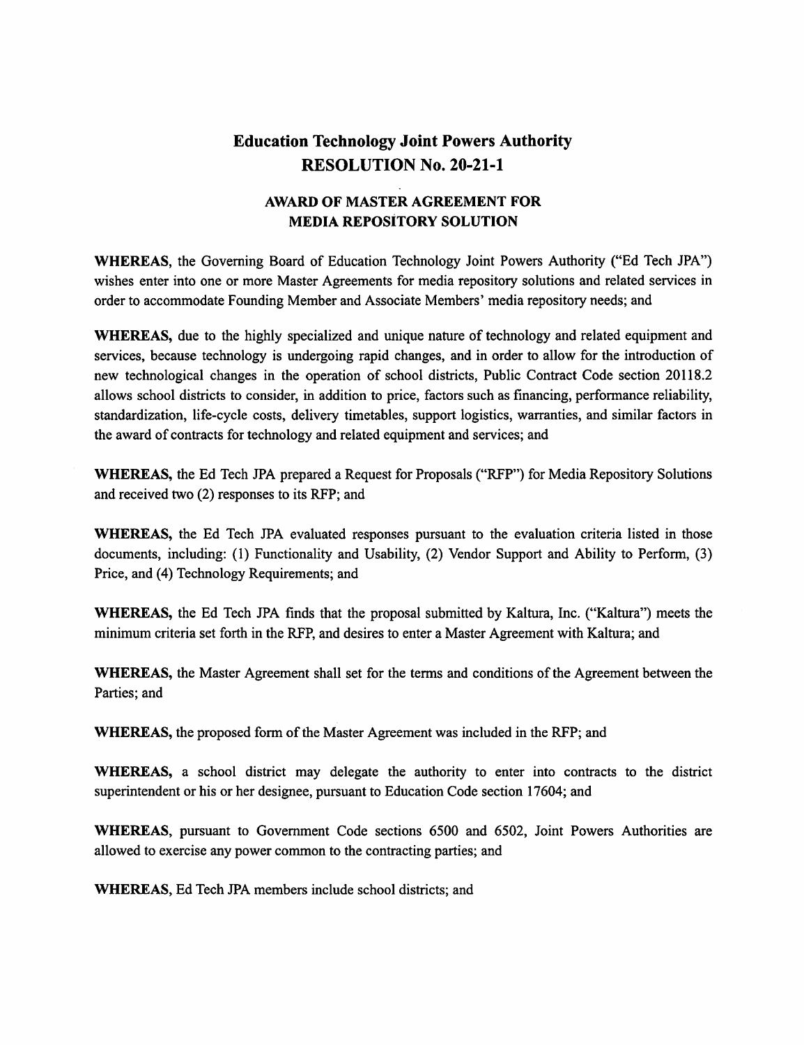# Education Technology Joint Powers Authority
# RESOLUTION No. 20-21-1

## AWARD OF MASTER AGREEMENT FOR MEDIA REPOSITORY SOLUTION

**WHEREAS**, the Governing Board of Education Technology Joint Powers Authority ("Ed Tech JPA") wishes enter into one or more Master Agreements for media repository solutions and related services in order to accommodate Founding Member and Associate Members' media repository needs; and

**WHEREAS,** due to the highly specialized and unique nature of technology and related equipment and services, because technology is undergoing rapid changes, and in order to allow for the introduction of new technological changes in the operation of school districts, Public Contract Code section 20118.2 allows school districts to consider, in addition to price, factors such as financing, performance reliability, standardization, life-cycle costs, delivery timetables, support logistics, warranties, and similar factors in the award of contracts for technology and related equipment and services; and

**WHEREAS,** the Ed Tech JPA prepared a Request for Proposals ("RFP") for Media Repository Solutions and received two (2) responses to its RFP; and

**WHEREAS,** the Ed Tech JPA evaluated responses pursuant to the evaluation criteria listed in those documents, including: (1) Functionality and Usability, (2) Vendor Support and Ability to Perform, (3) Price, and (4) Technology Requirements; and

**WHEREAS,** the Ed Tech JPA finds that the proposal submitted by Kaltura, Inc. ("Kaltura") meets the minimum criteria set forth in the RFP, and desires to enter a Master Agreement with Kaltura; and

**WHEREAS,** the Master Agreement shall set for the terms and conditions of the Agreement between the Parties; and

**WHEREAS,** the proposed form of the Master Agreement was included in the RFP; and

**WHEREAS,** a school district may delegate the authority to enter into contracts to the district superintendent or his or her designee, pursuant to Education Code section 17604; and

**WHEREAS**, pursuant to Government Code sections 6500 and 6502, Joint Powers Authorities are allowed to exercise any power common to the contracting parties; and

**WHEREAS**, Ed Tech JPA members include school districts; and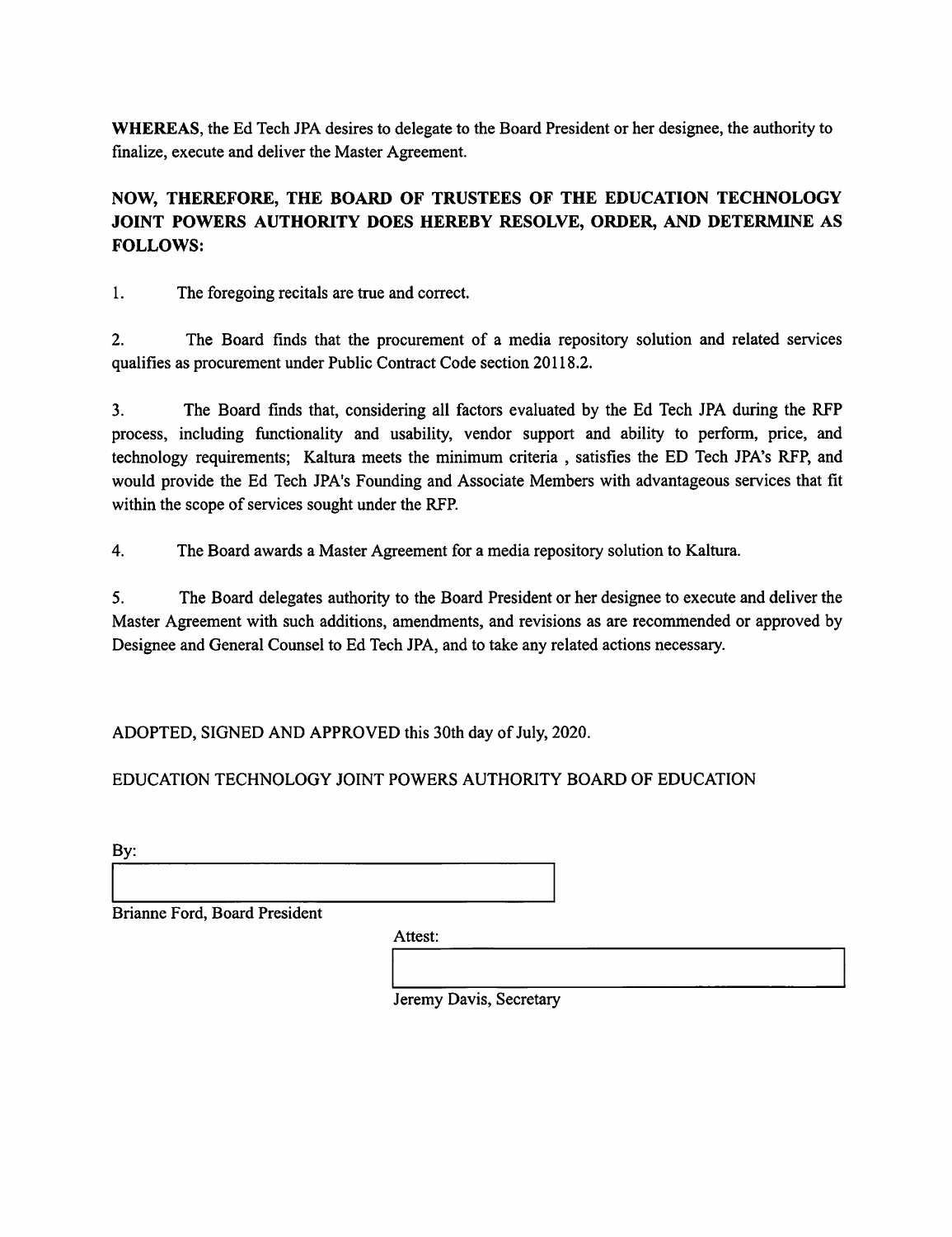**WHEREAS**, the Ed Tech JPA desires to delegate to the Board President or her designee, the authority to finalize, execute and deliver the Master Agreement.

**NOW, THEREFORE, THE BOARD OF TRUSTEES OF THE EDUCATION TECHNOLOGY JOINT POWERS AUTHORITY DOES HEREBY RESOLVE, ORDER, AND DETERMINE AS FOLLOWS:**

1. The foregoing recitals are true and correct.

2. The Board finds that the procurement of a media repository solution and related services qualifies as procurement under Public Contract Code section 20118.2.

3. The Board finds that, considering all factors evaluated by the Ed Tech JPA during the RFP process, including functionality and usability, vendor support and ability to perform, price, and technology requirements; Kaltura meets the minimum criteria , satisfies the ED Tech JPA's RFP, and would provide the Ed Tech JPA's Founding and Associate Members with advantageous services that fit within the scope of services sought under the RFP.

4. The Board awards a Master Agreement for a media repository solution to Kaltura.

5. The Board delegates authority to the Board President or her designee to execute and deliver the Master Agreement with such additions, amendments, and revisions as are recommended or approved by Designee and General Counsel to Ed Tech JPA, and to take any related actions necessary.

ADOPTED, SIGNED AND APPROVED this 30th day of July, 2020.

EDUCATION TECHNOLOGY JOINT POWERS AUTHORITY BOARD OF EDUCATION

By:

\_\_\_\_\_\_\_\_\_\_\_\_\_\_\_\_\_\_\_\_\_\_\_\_\_\_\_\_\_\_

Brianne Ford, Board President

Attest:

\_\_\_\_\_\_\_\_\_\_\_\_\_\_\_\_\_\_\_\_\_\_\_\_\_\_\_\_\_\_

Jeremy Davis, Secretary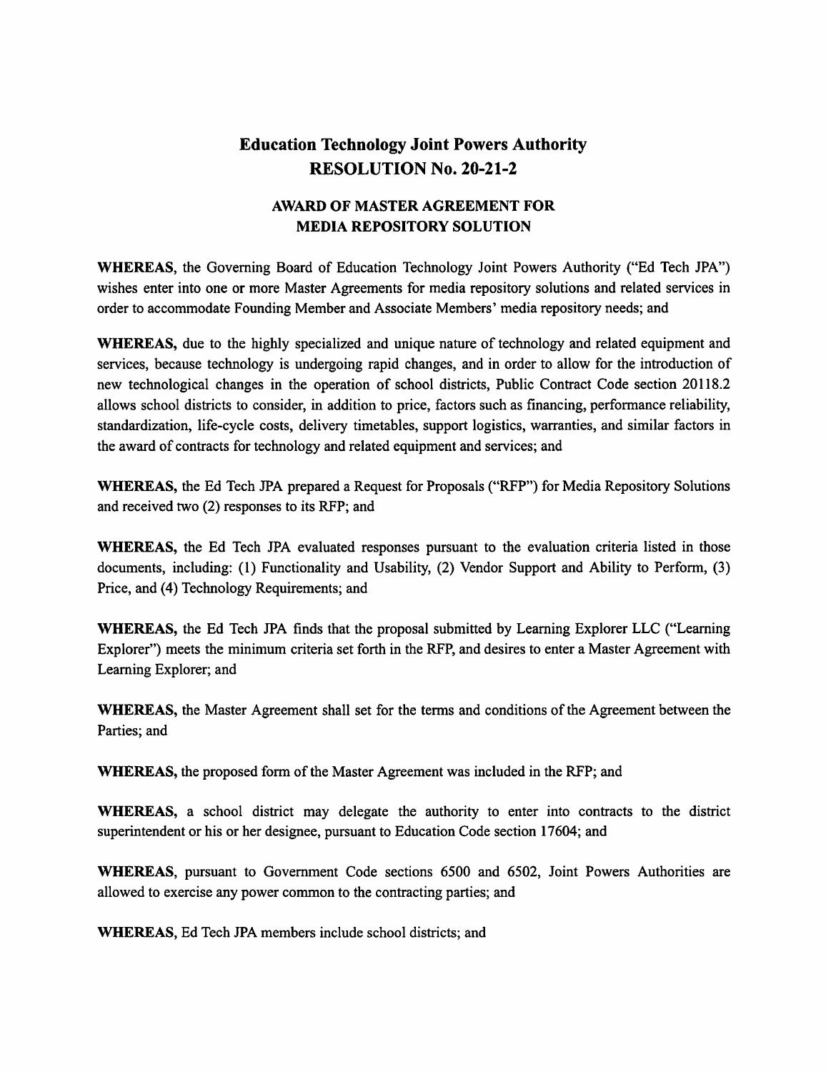# Education Technology Joint Powers Authority
# RESOLUTION No. 20-21-2

## AWARD OF MASTER AGREEMENT FOR MEDIA REPOSITORY SOLUTION

**WHEREAS**, the Governing Board of Education Technology Joint Powers Authority ("Ed Tech JPA") wishes enter into one or more Master Agreements for media repository solutions and related services in order to accommodate Founding Member and Associate Members' media repository needs; and

**WHEREAS,** due to the highly specialized and unique nature of technology and related equipment and services, because technology is undergoing rapid changes, and in order to allow for the introduction of new technological changes in the operation of school districts, Public Contract Code section 20118.2 allows school districts to consider, in addition to price, factors such as financing, performance reliability, standardization, life-cycle costs, delivery timetables, support logistics, warranties, and similar factors in the award of contracts for technology and related equipment and services; and

**WHEREAS,** the Ed Tech JPA prepared a Request for Proposals ("RFP") for Media Repository Solutions and received two (2) responses to its RFP; and

**WHEREAS,** the Ed Tech JPA evaluated responses pursuant to the evaluation criteria listed in those documents, including: (1) Functionality and Usability, (2) Vendor Support and Ability to Perform, (3) Price, and (4) Technology Requirements; and

**WHEREAS,** the Ed Tech JPA finds that the proposal submitted by Learning Explorer LLC ("Learning Explorer") meets the minimum criteria set forth in the RFP, and desires to enter a Master Agreement with Learning Explorer; and

**WHEREAS,** the Master Agreement shall set for the terms and conditions of the Agreement between the Parties; and

**WHEREAS,** the proposed form of the Master Agreement was included in the RFP; and

**WHEREAS,** a school district may delegate the authority to enter into contracts to the district superintendent or his or her designee, pursuant to Education Code section 17604; and

**WHEREAS**, pursuant to Government Code sections 6500 and 6502, Joint Powers Authorities are allowed to exercise any power common to the contracting parties; and

**WHEREAS**, Ed Tech JPA members include school districts; and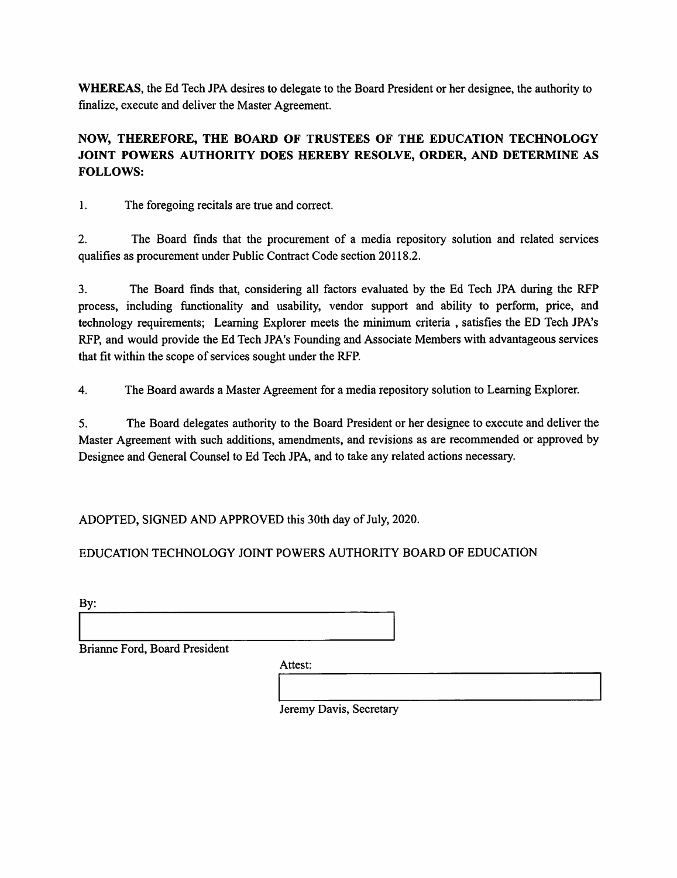**WHEREAS**, the Ed Tech JPA desires to delegate to the Board President or her designee, the authority to finalize, execute and deliver the Master Agreement.

**NOW, THEREFORE, THE BOARD OF TRUSTEES OF THE EDUCATION TECHNOLOGY JOINT POWERS AUTHORITY DOES HEREBY RESOLVE, ORDER, AND DETERMINE AS FOLLOWS:**

1. The foregoing recitals are true and correct.

2. The Board finds that the procurement of a media repository solution and related services qualifies as procurement under Public Contract Code section 20118.2.

3. The Board finds that, considering all factors evaluated by the Ed Tech JPA during the RFP process, including functionality and usability, vendor support and ability to perform, price, and technology requirements; Learning Explorer meets the minimum criteria , satisfies the ED Tech JPA's RFP, and would provide the Ed Tech JPA's Founding and Associate Members with advantageous services that fit within the scope of services sought under the RFP.

4. The Board awards a Master Agreement for a media repository solution to Learning Explorer.

5. The Board delegates authority to the Board President or her designee to execute and deliver the Master Agreement with such additions, amendments, and revisions as are recommended or approved by Designee and General Counsel to Ed Tech JPA, and to take any related actions necessary.

ADOPTED, SIGNED AND APPROVED this 30th day of July, 2020.

EDUCATION TECHNOLOGY JOINT POWERS AUTHORITY BOARD OF EDUCATION

By:

Brianne Ford, Board President

Attest:

Jeremy Davis, Secretary